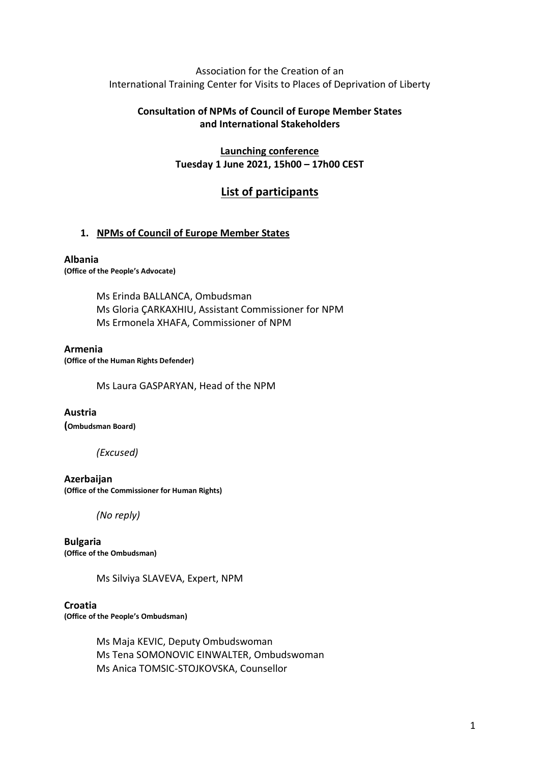Association for the Creation of an International Training Center for Visits to Places of Deprivation of Liberty

**Consultation of NPMs of Council of Europe Member States and International Stakeholders**

**Launching conference**
**Tuesday 1 June 2021, 15h00 – 17h00 CEST**

# List of participants

## 1. NPMs of Council of Europe Member States

**Albania**
**(Office of the People's Advocate)**

Ms Erinda BALLANCA, Ombudsman
Ms Gloria ÇARKAXHIU, Assistant Commissioner for NPM
Ms Ermonela XHAFA, Commissioner of NPM

**Armenia**
**(Office of the Human Rights Defender)**

Ms Laura GASPARYAN, Head of the NPM

**Austria**
**(Ombudsman Board)**

*(Excused)*

**Azerbaijan**
**(Office of the Commissioner for Human Rights)**

*(No reply)*

**Bulgaria**
**(Office of the Ombudsman)**

Ms Silviya SLAVEVA, Expert, NPM

**Croatia**
**(Office of the People's Ombudsman)**

Ms Maja KEVIC, Deputy Ombudswoman
Ms Tena SOMONOVIC EINWALTER, Ombudswoman
Ms Anica TOMSIC-STOJKOVSKA, Counsellor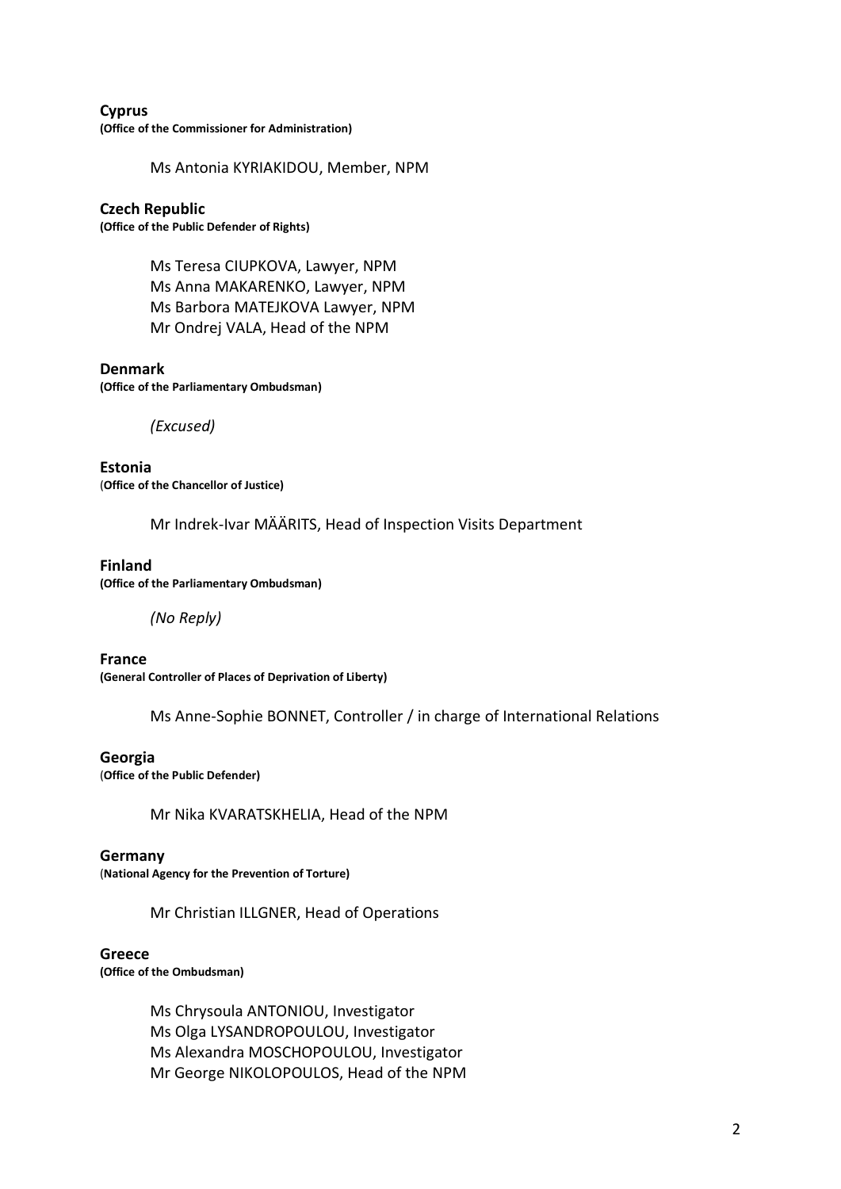**Cyprus**
**(Office of the Commissioner for Administration)**

Ms Antonia KYRIAKIDOU, Member, NPM

**Czech Republic**
**(Office of the Public Defender of Rights)**

Ms Teresa CIUPKOVA, Lawyer, NPM
Ms Anna MAKARENKO, Lawyer, NPM
Ms Barbora MATEJKOVA Lawyer, NPM
Mr Ondrej VALA, Head of the NPM

**Denmark**
**(Office of the Parliamentary Ombudsman)**

*(Excused)*

**Estonia**
(**Office of the Chancellor of Justice)**

Mr Indrek-Ivar MÄÄRITS, Head of Inspection Visits Department

**Finland**
**(Office of the Parliamentary Ombudsman)**

*(No Reply)*

**France**
**(General Controller of Places of Deprivation of Liberty)**

Ms Anne-Sophie BONNET, Controller / in charge of International Relations

**Georgia**
(**Office of the Public Defender)**

Mr Nika KVARATSKHELIA, Head of the NPM

**Germany**
(**National Agency for the Prevention of Torture)**

Mr Christian ILLGNER, Head of Operations

**Greece**
**(Office of the Ombudsman)**

Ms Chrysoula ANTONIOU, Investigator
Ms Olga LYSANDROPOULOU, Investigator
Ms Alexandra MOSCHOPOULOU, Investigator
Mr George NIKOLOPOULOS, Head of the NPM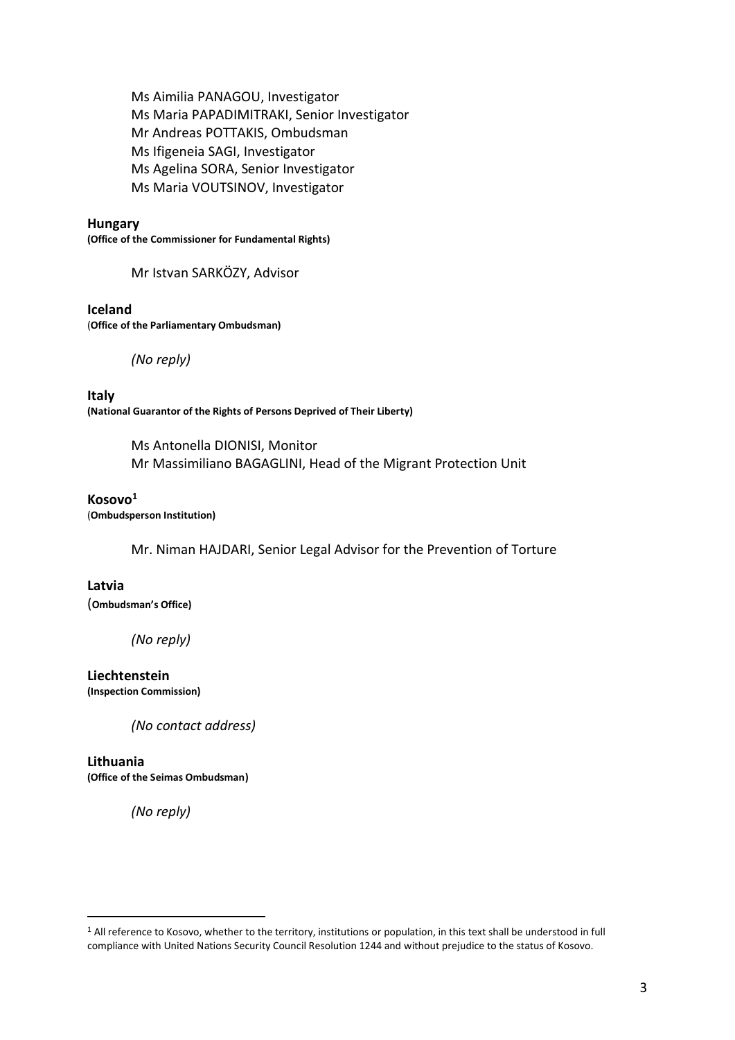Ms Aimilia PANAGOU, Investigator
Ms Maria PAPADIMITRAKI, Senior Investigator
Mr Andreas POTTAKIS, Ombudsman
Ms Ifigeneia SAGI, Investigator
Ms Agelina SORA, Senior Investigator
Ms Maria VOUTSINOV, Investigator

**Hungary**
**(Office of the Commissioner for Fundamental Rights)**

Mr Istvan SARKÖZY, Advisor

**Iceland**
**(Office of the Parliamentary Ombudsman)**

*(No reply)*

**Italy**
**(National Guarantor of the Rights of Persons Deprived of Their Liberty)**

Ms Antonella DIONISI, Monitor
Mr Massimiliano BAGAGLINI, Head of the Migrant Protection Unit

**Kosovo[1]**
**(Ombudsperson Institution)**

Mr. Niman HAJDARI, Senior Legal Advisor for the Prevention of Torture

**Latvia**
**(Ombudsman's Office)**

*(No reply)*

**Liechtenstein**
**(Inspection Commission)**

*(No contact address)*

**Lithuania**
**(Office of the Seimas Ombudsman)**

*(No reply)*

[1] All reference to Kosovo, whether to the territory, institutions or population, in this text shall be understood in full compliance with United Nations Security Council Resolution 1244 and without prejudice to the status of Kosovo.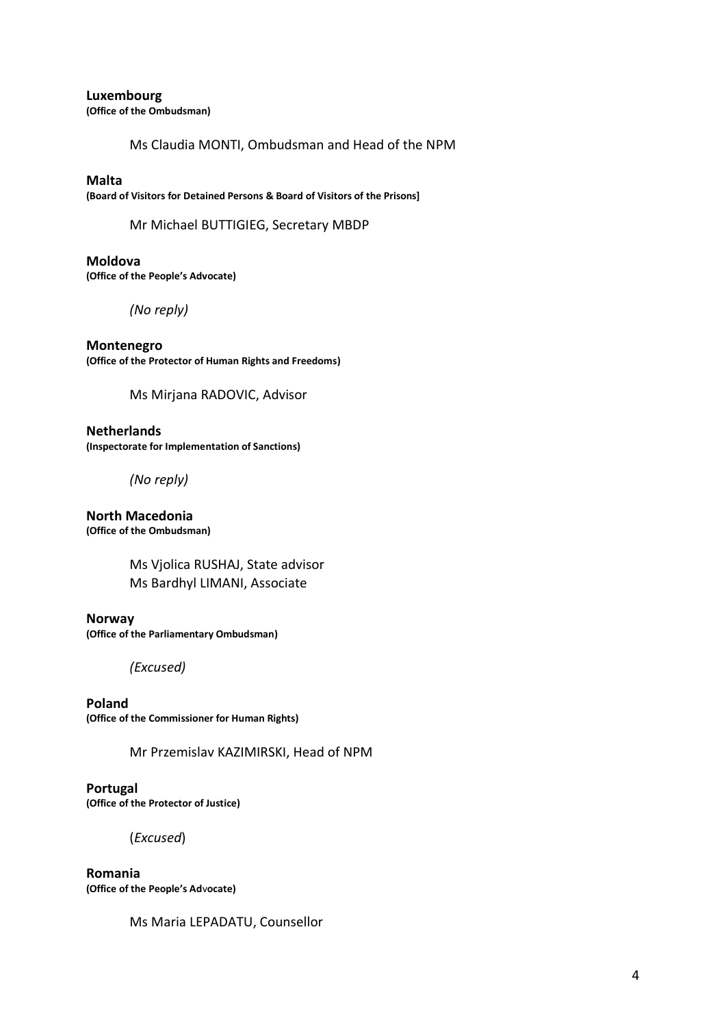**Luxembourg**
**(Office of the Ombudsman)**

Ms Claudia MONTI, Ombudsman and Head of the NPM

**Malta**
**(Board of Visitors for Detained Persons & Board of Visitors of the Prisons]**

Mr Michael BUTTIGIEG, Secretary MBDP

**Moldova**
**(Office of the People's Advocate)**

*(No reply)*

**Montenegro**
**(Office of the Protector of Human Rights and Freedoms)**

Ms Mirjana RADOVIC, Advisor

**Netherlands**
**(Inspectorate for Implementation of Sanctions)**

*(No reply)*

**North Macedonia**
**(Office of the Ombudsman)**

Ms Vjolica RUSHAJ, State advisor
Ms Bardhyl LIMANI, Associate

**Norway**
**(Office of the Parliamentary Ombudsman)**

*(Excused)*

**Poland**
**(Office of the Commissioner for Human Rights)**

Mr Przemislav KAZIMIRSKI, Head of NPM

**Portugal**
**(Office of the Protector of Justice)**

(*Excused*)

**Romania**
**(Office of the People's Advocate)**

Ms Maria LEPADATU, Counsellor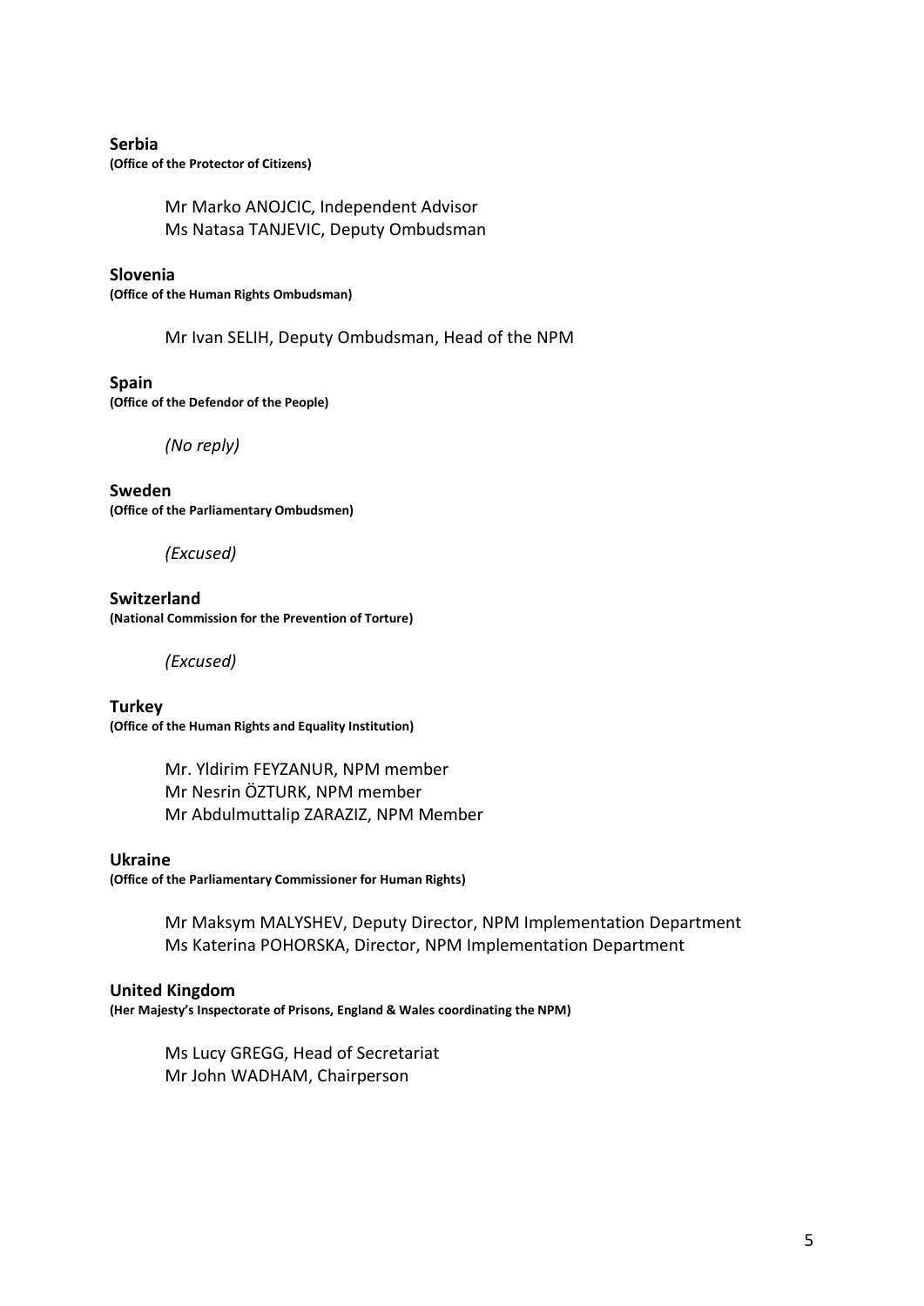**Serbia**
**(Office of the Protector of Citizens)**

Mr Marko ANOJCIC, Independent Advisor
Ms Natasa TANJEVIC, Deputy Ombudsman

**Slovenia**
**(Office of the Human Rights Ombudsman)**

Mr Ivan SELIH, Deputy Ombudsman, Head of the NPM

**Spain**
**(Office of the Defendor of the People)**

*(No reply)*

**Sweden**
**(Office of the Parliamentary Ombudsmen)**

*(Excused)*

**Switzerland**
**(National Commission for the Prevention of Torture)**

*(Excused)*

**Turkey**
**(Office of the Human Rights and Equality Institution)**

Mr. Yldirim FEYZANUR, NPM member
Mr Nesrin ÖZTURK, NPM member
Mr Abdulmuttalip ZARAZIZ, NPM Member

**Ukraine**
**(Office of the Parliamentary Commissioner for Human Rights)**

Mr Maksym MALYSHEV, Deputy Director, NPM Implementation Department
Ms Katerina POHORSKA, Director, NPM Implementation Department

**United Kingdom**
**(Her Majesty's Inspectorate of Prisons, England & Wales coordinating the NPM)**

Ms Lucy GREGG, Head of Secretariat
Mr John WADHAM, Chairperson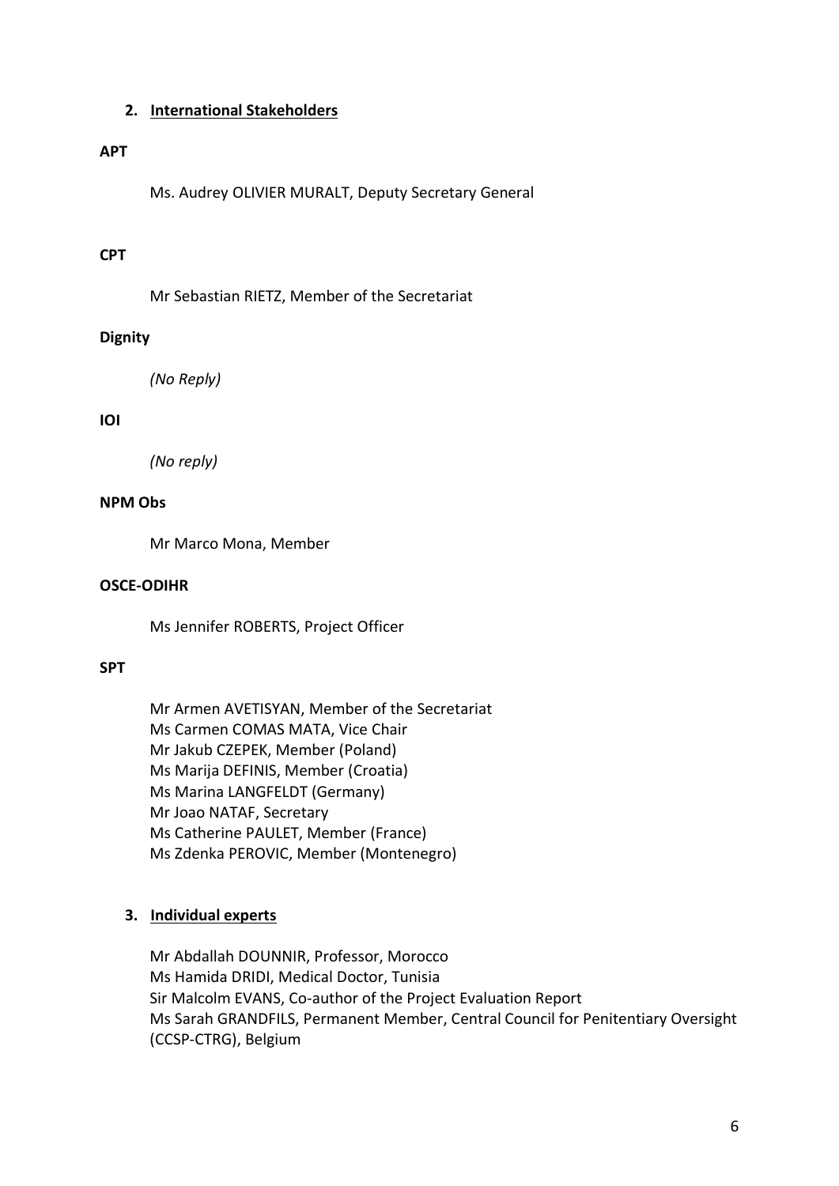## 2. International Stakeholders

**APT**

Ms. Audrey OLIVIER MURALT, Deputy Secretary General

**CPT**

Mr Sebastian RIETZ, Member of the Secretariat

**Dignity**

*(No Reply)*

**IOI**

*(No reply)*

**NPM Obs**

Mr Marco Mona, Member

**OSCE-ODIHR**

Ms Jennifer ROBERTS, Project Officer

**SPT**

Mr Armen AVETISYAN, Member of the Secretariat
Ms Carmen COMAS MATA, Vice Chair
Mr Jakub CZEPEK, Member (Poland)
Ms Marija DEFINIS, Member (Croatia)
Ms Marina LANGFELDT (Germany)
Mr Joao NATAF, Secretary
Ms Catherine PAULET, Member (France)
Ms Zdenka PEROVIC, Member (Montenegro)

## 3. Individual experts

Mr Abdallah DOUNNIR, Professor, Morocco
Ms Hamida DRIDI, Medical Doctor, Tunisia
Sir Malcolm EVANS, Co-author of the Project Evaluation Report
Ms Sarah GRANDFILS, Permanent Member, Central Council for Penitentiary Oversight (CCSP-CTRG), Belgium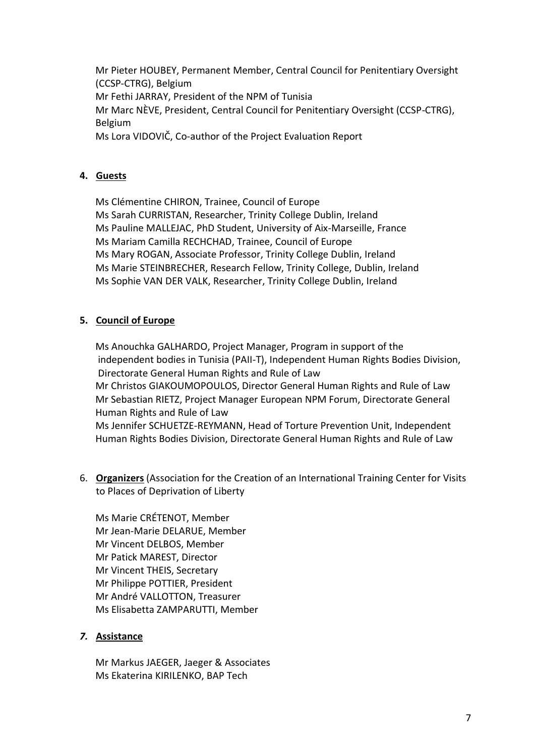Mr Pieter HOUBEY, Permanent Member, Central Council for Penitentiary Oversight (CCSP-CTRG), Belgium
Mr Fethi JARRAY, President of the NPM of Tunisia
Mr Marc NÈVE, President, Central Council for Penitentiary Oversight (CCSP-CTRG), Belgium
Ms Lora VIDOVIČ, Co-author of the Project Evaluation Report

4. **Guests**

Ms Clémentine CHIRON, Trainee, Council of Europe
Ms Sarah CURRISTAN, Researcher, Trinity College Dublin, Ireland
Ms Pauline MALLEJAC, PhD Student, University of Aix-Marseille, France
Ms Mariam Camilla RECHCHAD, Trainee, Council of Europe
Ms Mary ROGAN, Associate Professor, Trinity College Dublin, Ireland
Ms Marie STEINBRECHER, Research Fellow, Trinity College, Dublin, Ireland
Ms Sophie VAN DER VALK, Researcher, Trinity College Dublin, Ireland

5. **Council of Europe**

Ms Anouchka GALHARDO, Project Manager, Program in support of the independent bodies in Tunisia (PAII-T), Independent Human Rights Bodies Division, Directorate General Human Rights and Rule of Law
Mr Christos GIAKOUMOPOULOS, Director General Human Rights and Rule of Law
Mr Sebastian RIETZ, Project Manager European NPM Forum, Directorate General Human Rights and Rule of Law
Ms Jennifer SCHUETZE-REYMANN, Head of Torture Prevention Unit, Independent Human Rights Bodies Division, Directorate General Human Rights and Rule of Law

6. **Organizers** (Association for the Creation of an International Training Center for Visits to Places of Deprivation of Liberty

Ms Marie CRÉTENOT, Member
Mr Jean-Marie DELARUE, Member
Mr Vincent DELBOS, Member
Mr Patick MAREST, Director
Mr Vincent THEIS, Secretary
Mr Philippe POTTIER, President
Mr André VALLOTTON, Treasurer
Ms Elisabetta ZAMPARUTTI, Member

***7.*** **Assistance**

Mr Markus JAEGER, Jaeger & Associates
Ms Ekaterina KIRILENKO, BAP Tech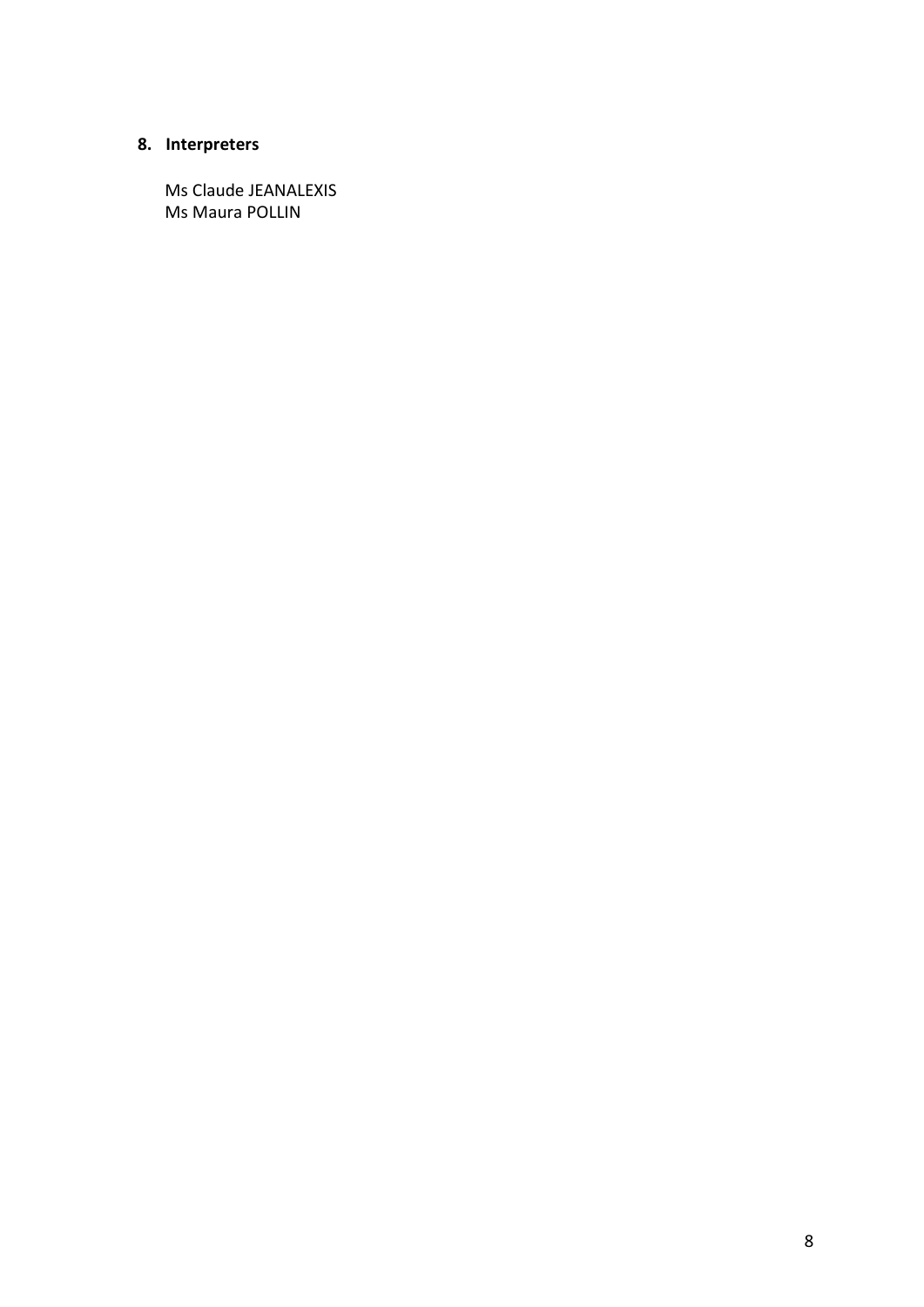## 8. Interpreters

Ms Claude JEANALEXIS
Ms Maura POLLIN